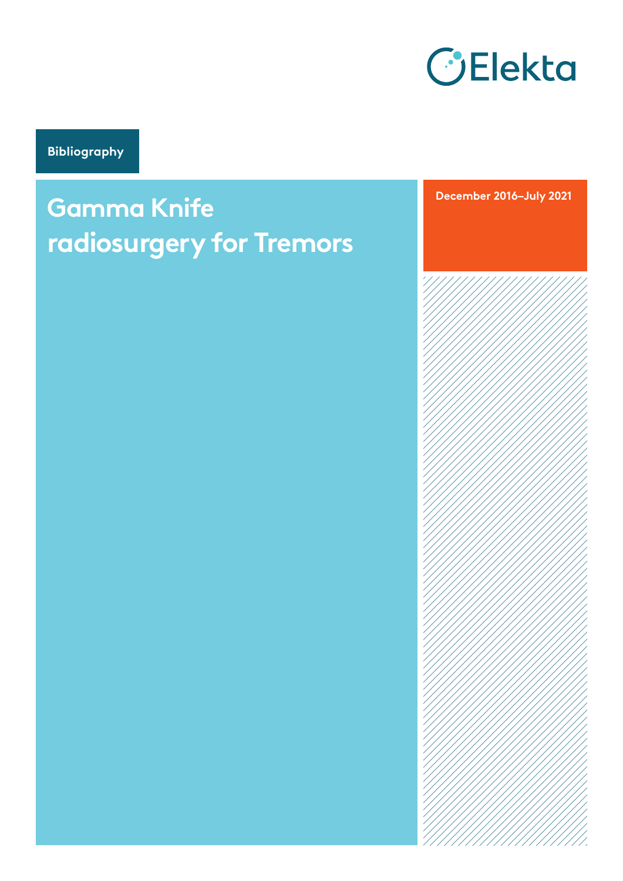Elekta

Bibliography

# Gamma Knife radiosurgery for Tremors

December 2016–July 2021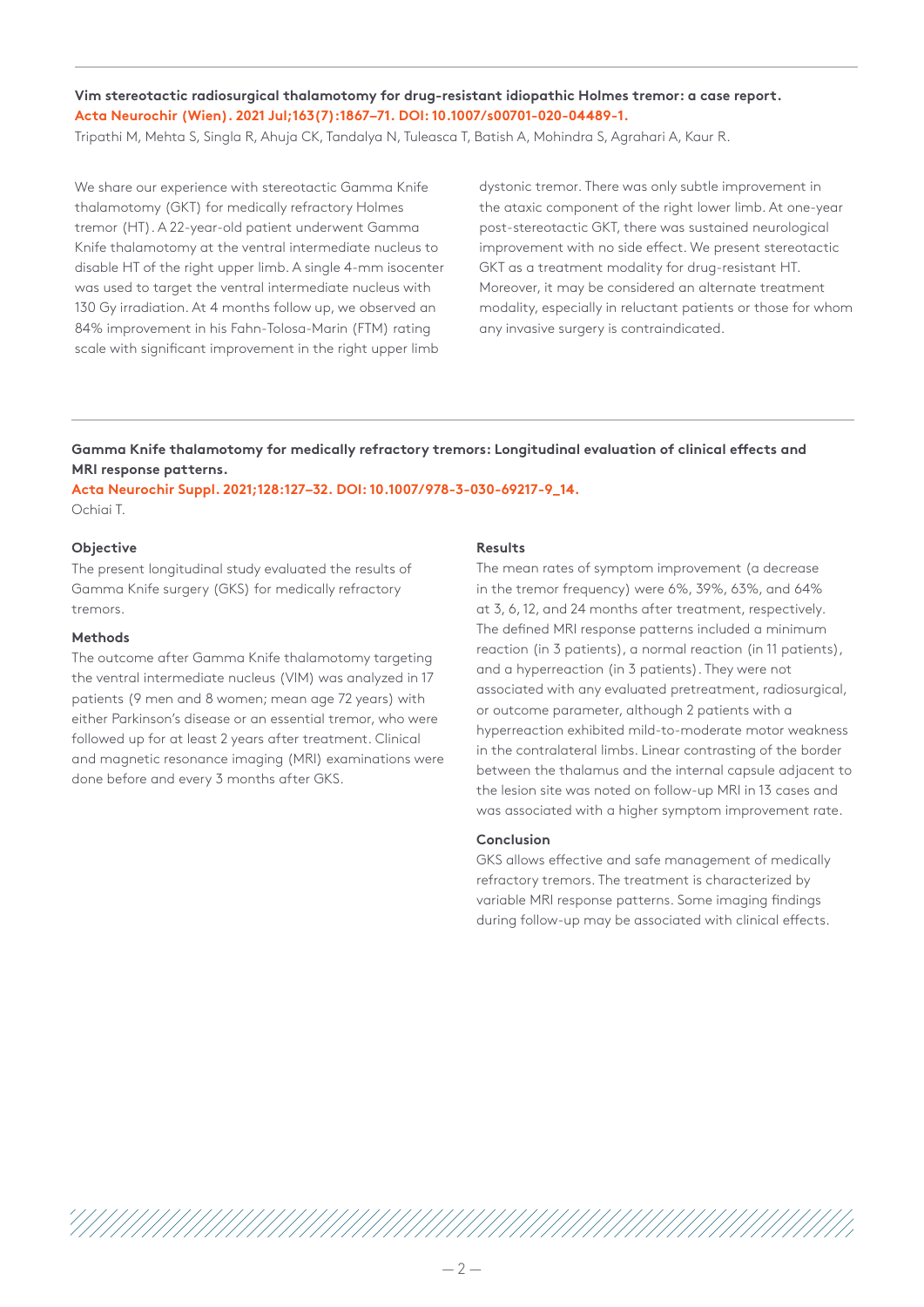**Vim stereotactic radiosurgical thalamotomy for drug-resistant idiopathic Holmes tremor: a case report.**
**Acta Neurochir (Wien). 2021 Jul;163(7):1867–71. DOI: 10.1007/s00701-020-04489-1.**
Tripathi M, Mehta S, Singla R, Ahuja CK, Tandalya N, Tuleasca T, Batish A, Mohindra S, Agrahari A, Kaur R.

We share our experience with stereotactic Gamma Knife thalamotomy (GKT) for medically refractory Holmes tremor (HT). A 22-year-old patient underwent Gamma Knife thalamotomy at the ventral intermediate nucleus to disable HT of the right upper limb. A single 4-mm isocenter was used to target the ventral intermediate nucleus with 130 Gy irradiation. At 4 months follow up, we observed an 84% improvement in his Fahn-Tolosa-Marin (FTM) rating scale with significant improvement in the right upper limb dystonic tremor. There was only subtle improvement in the ataxic component of the right lower limb. At one-year post-stereotactic GKT, there was sustained neurological improvement with no side effect. We present stereotactic GKT as a treatment modality for drug-resistant HT. Moreover, it may be considered an alternate treatment modality, especially in reluctant patients or those for whom any invasive surgery is contraindicated.

---

**Gamma Knife thalamotomy for medically refractory tremors: Longitudinal evaluation of clinical effects and MRI response patterns.**
**Acta Neurochir Suppl. 2021;128:127–32. DOI: 10.1007/978-3-030-69217-9_14.**
Ochiai T.

**Objective**
The present longitudinal study evaluated the results of Gamma Knife surgery (GKS) for medically refractory tremors.

**Methods**
The outcome after Gamma Knife thalamotomy targeting the ventral intermediate nucleus (VIM) was analyzed in 17 patients (9 men and 8 women; mean age 72 years) with either Parkinson's disease or an essential tremor, who were followed up for at least 2 years after treatment. Clinical and magnetic resonance imaging (MRI) examinations were done before and every 3 months after GKS.

**Results**
The mean rates of symptom improvement (a decrease in the tremor frequency) were 6%, 39%, 63%, and 64% at 3, 6, 12, and 24 months after treatment, respectively. The defined MRI response patterns included a minimum reaction (in 3 patients), a normal reaction (in 11 patients), and a hyperreaction (in 3 patients). They were not associated with any evaluated pretreatment, radiosurgical, or outcome parameter, although 2 patients with a hyperreaction exhibited mild-to-moderate motor weakness in the contralateral limbs. Linear contrasting of the border between the thalamus and the internal capsule adjacent to the lesion site was noted on follow-up MRI in 13 cases and was associated with a higher symptom improvement rate.

**Conclusion**
GKS allows effective and safe management of medically refractory tremors. The treatment is characterized by variable MRI response patterns. Some imaging findings during follow-up may be associated with clinical effects.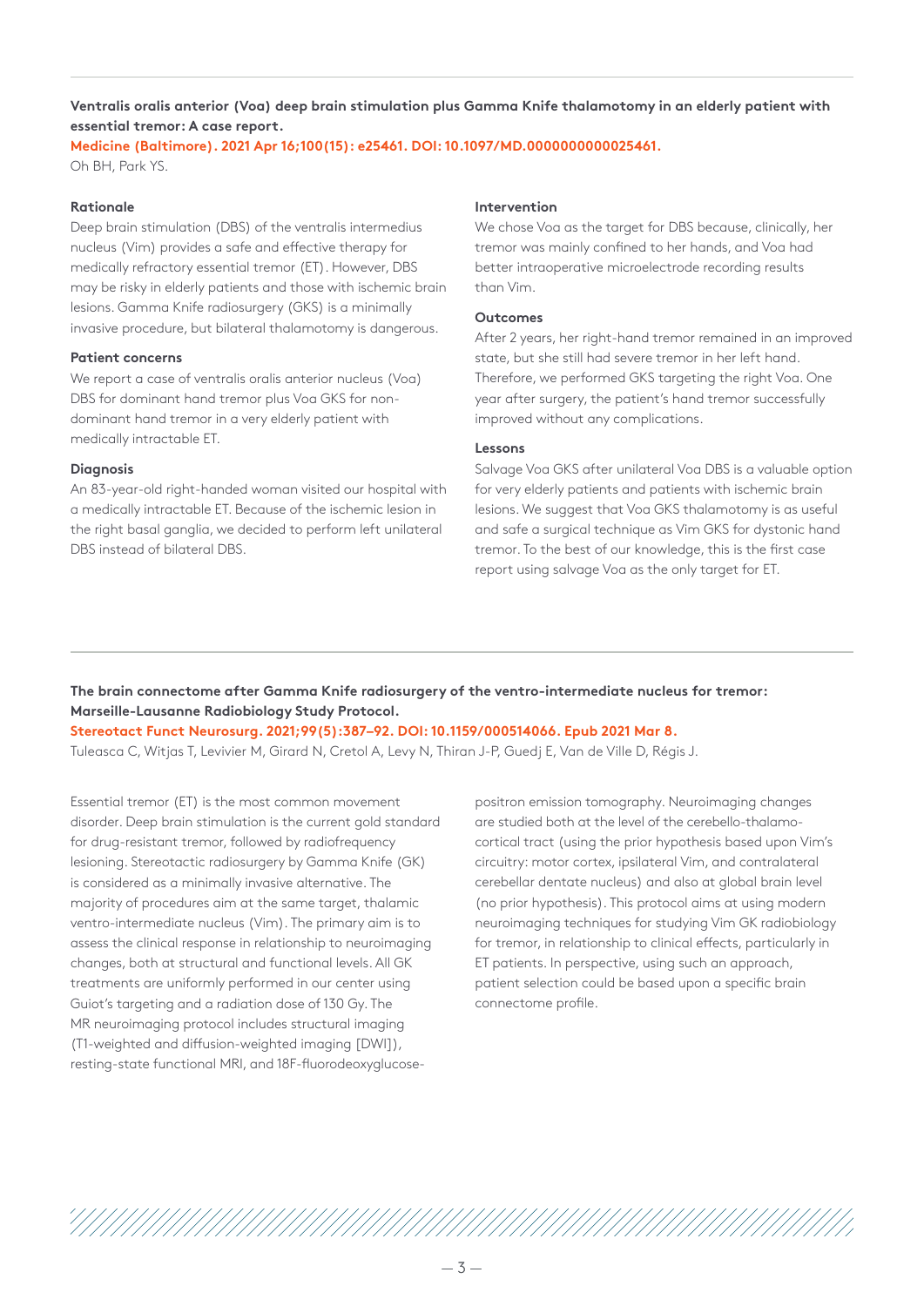## Ventralis oralis anterior (Voa) deep brain stimulation plus Gamma Knife thalamotomy in an elderly patient with essential tremor: A case report.

**Medicine (Baltimore). 2021 Apr 16;100(15): e25461. DOI: 10.1097/MD.0000000000025461.**

Oh BH, Park YS.

### Rationale

Deep brain stimulation (DBS) of the ventralis intermedius nucleus (Vim) provides a safe and effective therapy for medically refractory essential tremor (ET). However, DBS may be risky in elderly patients and those with ischemic brain lesions. Gamma Knife radiosurgery (GKS) is a minimally invasive procedure, but bilateral thalamotomy is dangerous.

### Patient concerns

We report a case of ventralis oralis anterior nucleus (Voa) DBS for dominant hand tremor plus Voa GKS for non-dominant hand tremor in a very elderly patient with medically intractable ET.

### Diagnosis

An 83-year-old right-handed woman visited our hospital with a medically intractable ET. Because of the ischemic lesion in the right basal ganglia, we decided to perform left unilateral DBS instead of bilateral DBS.

### Intervention

We chose Voa as the target for DBS because, clinically, her tremor was mainly confined to her hands, and Voa had better intraoperative microelectrode recording results than Vim.

### Outcomes

After 2 years, her right-hand tremor remained in an improved state, but she still had severe tremor in her left hand. Therefore, we performed GKS targeting the right Voa. One year after surgery, the patient's hand tremor successfully improved without any complications.

### Lessons

Salvage Voa GKS after unilateral Voa DBS is a valuable option for very elderly patients and patients with ischemic brain lesions. We suggest that Voa GKS thalamotomy is as useful and safe a surgical technique as Vim GKS for dystonic hand tremor. To the best of our knowledge, this is the first case report using salvage Voa as the only target for ET.

---

## The brain connectome after Gamma Knife radiosurgery of the ventro-intermediate nucleus for tremor: Marseille-Lausanne Radiobiology Study Protocol.

**Stereotact Funct Neurosurg. 2021;99(5):387–92. DOI: 10.1159/000514066. Epub 2021 Mar 8.**

Tuleasca C, Witjas T, Levivier M, Girard N, Cretol A, Levy N, Thiran J-P, Guedj E, Van de Ville D, Régis J.

Essential tremor (ET) is the most common movement disorder. Deep brain stimulation is the current gold standard for drug-resistant tremor, followed by radiofrequency lesioning. Stereotactic radiosurgery by Gamma Knife (GK) is considered as a minimally invasive alternative. The majority of procedures aim at the same target, thalamic ventro-intermediate nucleus (Vim). The primary aim is to assess the clinical response in relationship to neuroimaging changes, both at structural and functional levels. All GK treatments are uniformly performed in our center using Guiot's targeting and a radiation dose of 130 Gy. The MR neuroimaging protocol includes structural imaging (T1-weighted and diffusion-weighted imaging [DWI]), resting-state functional MRI, and 18F-fluorodeoxyglucose-positron emission tomography. Neuroimaging changes are studied both at the level of the cerebello-thalamo-cortical tract (using the prior hypothesis based upon Vim's circuitry: motor cortex, ipsilateral Vim, and contralateral cerebellar dentate nucleus) and also at global brain level (no prior hypothesis). This protocol aims at using modern neuroimaging techniques for studying Vim GK radiobiology for tremor, in relationship to clinical effects, particularly in ET patients. In perspective, using such an approach, patient selection could be based upon a specific brain connectome profile.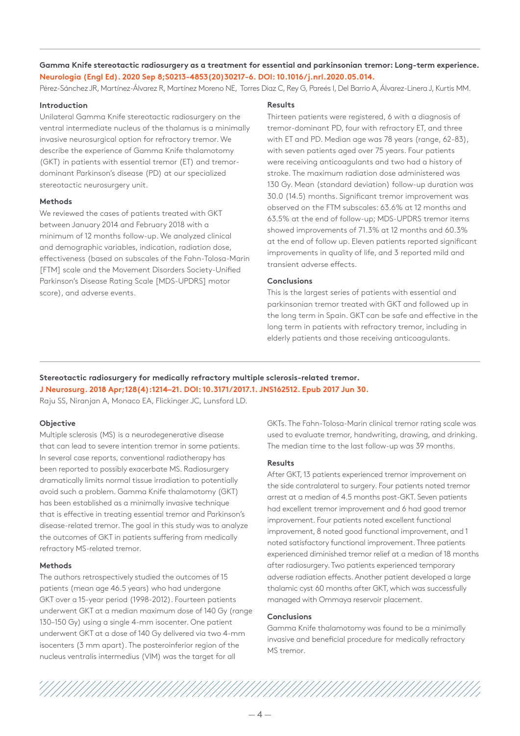**Gamma Knife stereotactic radiosurgery as a treatment for essential and parkinsonian tremor: Long-term experience.**
**Neurologia (Engl Ed). 2020 Sep 8;S0213-4853(20)30217-6. DOI: 10.1016/j.nrl.2020.05.014.**
Pérez-Sánchez JR, Martínez-Álvarez R, Martínez Moreno NE, Torres Diaz C, Rey G, Pareés I, Del Barrio A, Álvarez-Linera J, Kurtis MM.

#### Introduction

Unilateral Gamma Knife stereotactic radiosurgery on the ventral intermediate nucleus of the thalamus is a minimally invasive neurosurgical option for refractory tremor. We describe the experience of Gamma Knife thalamotomy (GKT) in patients with essential tremor (ET) and tremor-dominant Parkinson's disease (PD) at our specialized stereotactic neurosurgery unit.

#### Methods

We reviewed the cases of patients treated with GKT between January 2014 and February 2018 with a minimum of 12 months follow-up. We analyzed clinical and demographic variables, indication, radiation dose, effectiveness (based on subscales of the Fahn-Tolosa-Marin [FTM] scale and the Movement Disorders Society-Unified Parkinson's Disease Rating Scale [MDS-UPDRS] motor score), and adverse events.

#### Results

Thirteen patients were registered, 6 with a diagnosis of tremor-dominant PD, four with refractory ET, and three with ET and PD. Median age was 78 years (range, 62-83), with seven patients aged over 75 years. Four patients were receiving anticoagulants and two had a history of stroke. The maximum radiation dose administered was 130 Gy. Mean (standard deviation) follow-up duration was 30.0 (14.5) months. Significant tremor improvement was observed on the FTM subscales: 63.6% at 12 months and 63.5% at the end of follow-up; MDS-UPDRS tremor items showed improvements of 71.3% at 12 months and 60.3% at the end of follow up. Eleven patients reported significant improvements in quality of life, and 3 reported mild and transient adverse effects.

#### Conclusions

This is the largest series of patients with essential and parkinsonian tremor treated with GKT and followed up in the long term in Spain. GKT can be safe and effective in the long term in patients with refractory tremor, including in elderly patients and those receiving anticoagulants.

---

**Stereotactic radiosurgery for medically refractory multiple sclerosis-related tremor.**
**J Neurosurg. 2018 Apr;128(4):1214–21. DOI: 10.3171/2017.1. JNS162512. Epub 2017 Jun 30.**
Raju SS, Niranjan A, Monaco EA, Flickinger JC, Lunsford LD.

#### Objective

Multiple sclerosis (MS) is a neurodegenerative disease that can lead to severe intention tremor in some patients. In several case reports, conventional radiotherapy has been reported to possibly exacerbate MS. Radiosurgery dramatically limits normal tissue irradiation to potentially avoid such a problem. Gamma Knife thalamotomy (GKT) has been established as a minimally invasive technique that is effective in treating essential tremor and Parkinson's disease-related tremor. The goal in this study was to analyze the outcomes of GKT in patients suffering from medically refractory MS-related tremor.

#### Methods

The authors retrospectively studied the outcomes of 15 patients (mean age 46.5 years) who had undergone GKT over a 15-year period (1998-2012). Fourteen patients underwent GKT at a median maximum dose of 140 Gy (range 130–150 Gy) using a single 4-mm isocenter. One patient underwent GKT at a dose of 140 Gy delivered via two 4-mm isocenters (3 mm apart). The posteroinferior region of the nucleus ventralis intermedius (VIM) was the target for all GKTs. The Fahn-Tolosa-Marin clinical tremor rating scale was used to evaluate tremor, handwriting, drawing, and drinking. The median time to the last follow-up was 39 months.

#### Results

After GKT, 13 patients experienced tremor improvement on the side contralateral to surgery. Four patients noted tremor arrest at a median of 4.5 months post-GKT. Seven patients had excellent tremor improvement and 6 had good tremor improvement. Four patients noted excellent functional improvement, 8 noted good functional improvement, and 1 noted satisfactory functional improvement. Three patients experienced diminished tremor relief at a median of 18 months after radiosurgery. Two patients experienced temporary adverse radiation effects. Another patient developed a large thalamic cyst 60 months after GKT, which was successfully managed with Ommaya reservoir placement.

#### Conclusions

Gamma Knife thalamotomy was found to be a minimally invasive and beneficial procedure for medically refractory MS tremor.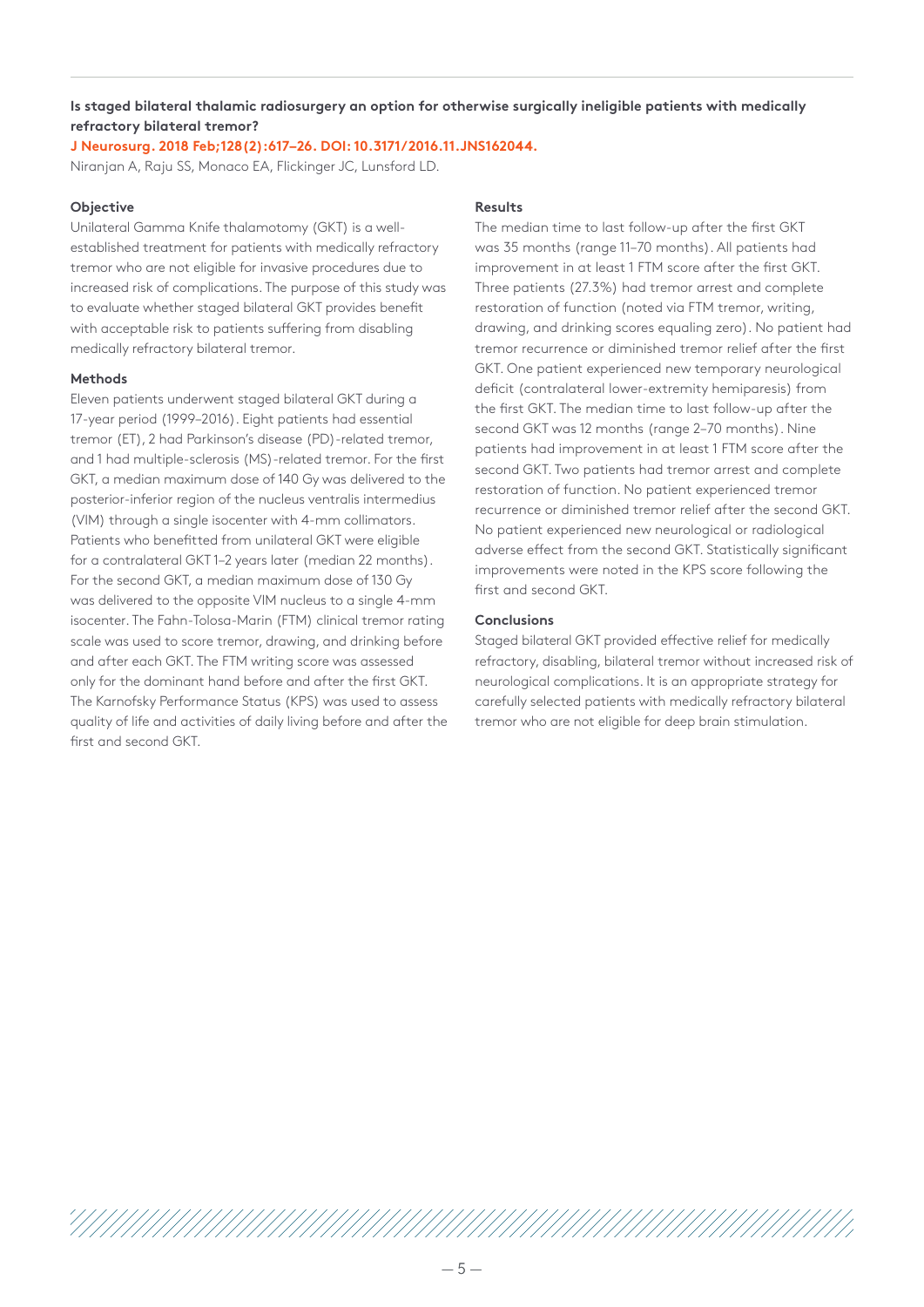**Is staged bilateral thalamic radiosurgery an option for otherwise surgically ineligible patients with medically refractory bilateral tremor?**

**J Neurosurg. 2018 Feb;128(2):617–26. DOI: 10.3171/2016.11.JNS162044.**

Niranjan A, Raju SS, Monaco EA, Flickinger JC, Lunsford LD.

#### Objective

Unilateral Gamma Knife thalamotomy (GKT) is a well-established treatment for patients with medically refractory tremor who are not eligible for invasive procedures due to increased risk of complications. The purpose of this study was to evaluate whether staged bilateral GKT provides benefit with acceptable risk to patients suffering from disabling medically refractory bilateral tremor.

#### Methods

Eleven patients underwent staged bilateral GKT during a 17-year period (1999–2016). Eight patients had essential tremor (ET), 2 had Parkinson's disease (PD)-related tremor, and 1 had multiple-sclerosis (MS)-related tremor. For the first GKT, a median maximum dose of 140 Gy was delivered to the posterior-inferior region of the nucleus ventralis intermedius (VIM) through a single isocenter with 4-mm collimators. Patients who benefitted from unilateral GKT were eligible for a contralateral GKT 1–2 years later (median 22 months). For the second GKT, a median maximum dose of 130 Gy was delivered to the opposite VIM nucleus to a single 4-mm isocenter. The Fahn-Tolosa-Marin (FTM) clinical tremor rating scale was used to score tremor, drawing, and drinking before and after each GKT. The FTM writing score was assessed only for the dominant hand before and after the first GKT. The Karnofsky Performance Status (KPS) was used to assess quality of life and activities of daily living before and after the first and second GKT.

#### Results

The median time to last follow-up after the first GKT was 35 months (range 11–70 months). All patients had improvement in at least 1 FTM score after the first GKT. Three patients (27.3%) had tremor arrest and complete restoration of function (noted via FTM tremor, writing, drawing, and drinking scores equaling zero). No patient had tremor recurrence or diminished tremor relief after the first GKT. One patient experienced new temporary neurological deficit (contralateral lower-extremity hemiparesis) from the first GKT. The median time to last follow-up after the second GKT was 12 months (range 2–70 months). Nine patients had improvement in at least 1 FTM score after the second GKT. Two patients had tremor arrest and complete restoration of function. No patient experienced tremor recurrence or diminished tremor relief after the second GKT. No patient experienced new neurological or radiological adverse effect from the second GKT. Statistically significant improvements were noted in the KPS score following the first and second GKT.

#### Conclusions

Staged bilateral GKT provided effective relief for medically refractory, disabling, bilateral tremor without increased risk of neurological complications. It is an appropriate strategy for carefully selected patients with medically refractory bilateral tremor who are not eligible for deep brain stimulation.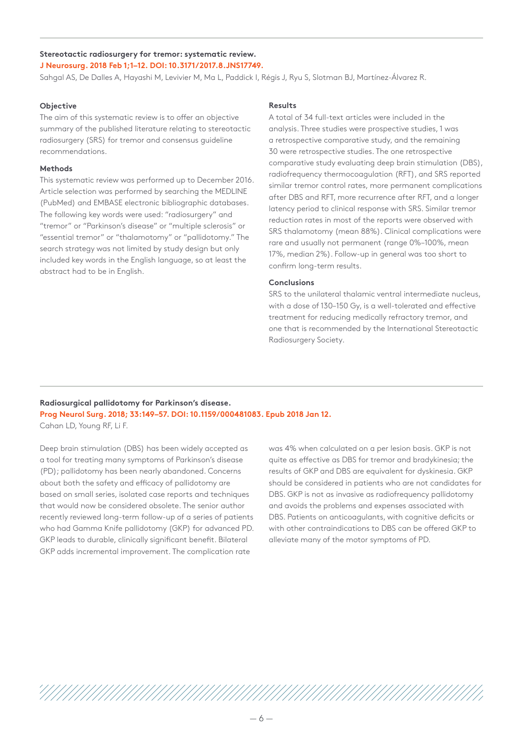## Stereotactic radiosurgery for tremor: systematic review.

**J Neurosurg. 2018 Feb 1;1–12. DOI: 10.3171/2017.8.JNS17749.**

Sahgal AS, De Dalles A, Hayashi M, Levivier M, Ma L, Paddick I, Régis J, Ryu S, Slotman BJ, Martínez-Álvarez R.

### Objective

The aim of this systematic review is to offer an objective summary of the published literature relating to stereotactic radiosurgery (SRS) for tremor and consensus guideline recommendations.

### Methods

This systematic review was performed up to December 2016. Article selection was performed by searching the MEDLINE (PubMed) and EMBASE electronic bibliographic databases. The following key words were used: "radiosurgery" and "tremor" or "Parkinson's disease" or "multiple sclerosis" or "essential tremor" or "thalamotomy" or "pallidotomy." The search strategy was not limited by study design but only included key words in the English language, so at least the abstract had to be in English.

### Results

A total of 34 full-text articles were included in the analysis. Three studies were prospective studies, 1 was a retrospective comparative study, and the remaining 30 were retrospective studies. The one retrospective comparative study evaluating deep brain stimulation (DBS), radiofrequency thermocoagulation (RFT), and SRS reported similar tremor control rates, more permanent complications after DBS and RFT, more recurrence after RFT, and a longer latency period to clinical response with SRS. Similar tremor reduction rates in most of the reports were observed with SRS thalamotomy (mean 88%). Clinical complications were rare and usually not permanent (range 0%–100%, mean 17%, median 2%). Follow-up in general was too short to confirm long-term results.

### Conclusions

SRS to the unilateral thalamic ventral intermediate nucleus, with a dose of 130–150 Gy, is a well-tolerated and effective treatment for reducing medically refractory tremor, and one that is recommended by the International Stereotactic Radiosurgery Society.

---

## Radiosurgical pallidotomy for Parkinson's disease.

**Prog Neurol Surg. 2018; 33:149–57. DOI: 10.1159/000481083. Epub 2018 Jan 12.**

Cahan LD, Young RF, Li F.

Deep brain stimulation (DBS) has been widely accepted as a tool for treating many symptoms of Parkinson's disease (PD); pallidotomy has been nearly abandoned. Concerns about both the safety and efficacy of pallidotomy are based on small series, isolated case reports and techniques that would now be considered obsolete. The senior author recently reviewed long-term follow-up of a series of patients who had Gamma Knife pallidotomy (GKP) for advanced PD. GKP leads to durable, clinically significant benefit. Bilateral GKP adds incremental improvement. The complication rate was 4% when calculated on a per lesion basis. GKP is not quite as effective as DBS for tremor and bradykinesia; the results of GKP and DBS are equivalent for dyskinesia. GKP should be considered in patients who are not candidates for DBS. GKP is not as invasive as radiofrequency pallidotomy and avoids the problems and expenses associated with DBS. Patients on anticoagulants, with cognitive deficits or with other contraindications to DBS can be offered GKP to alleviate many of the motor symptoms of PD.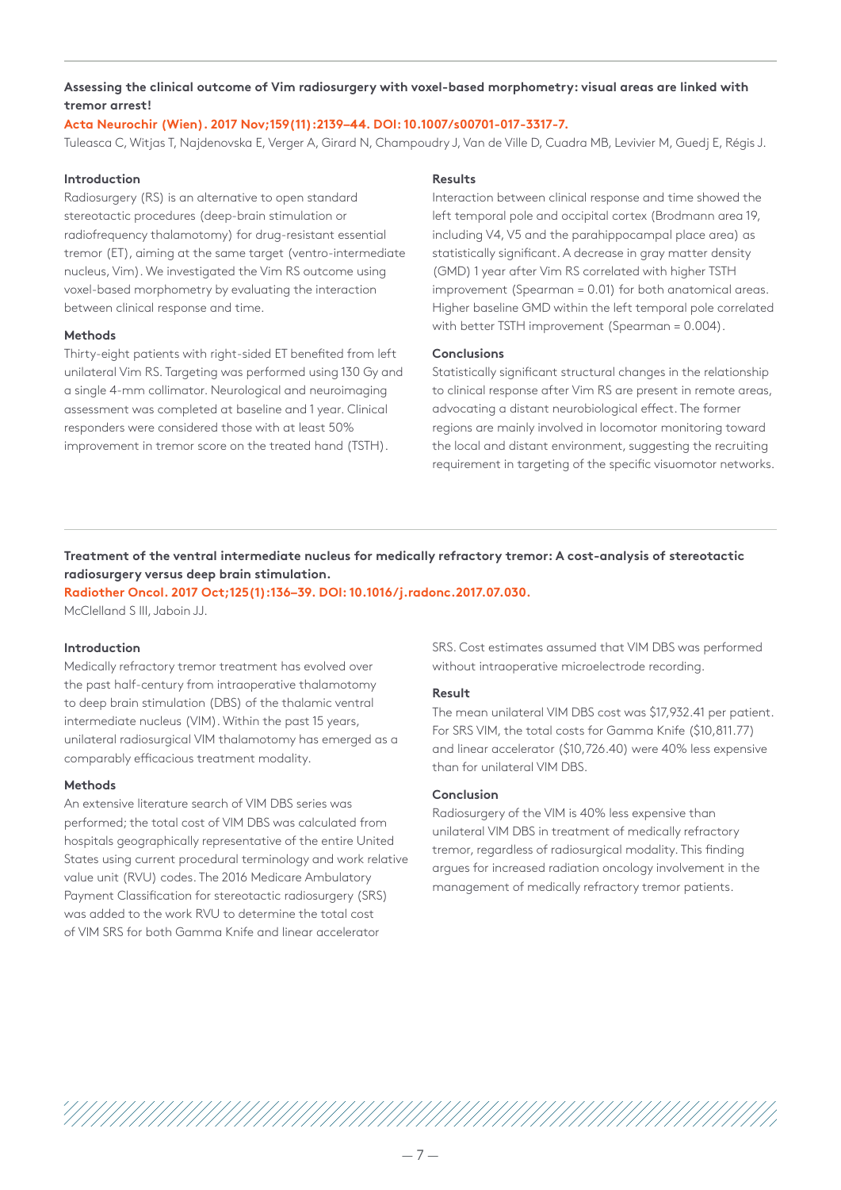### Assessing the clinical outcome of Vim radiosurgery with voxel-based morphometry: visual areas are linked with tremor arrest!

**Acta Neurochir (Wien). 2017 Nov;159(11):2139–44. DOI: 10.1007/s00701-017-3317-7.**

Tuleasca C, Witjas T, Najdenovska E, Verger A, Girard N, Champoudry J, Van de Ville D, Cuadra MB, Levivier M, Guedj E, Régis J.

#### Introduction

Radiosurgery (RS) is an alternative to open standard stereotactic procedures (deep-brain stimulation or radiofrequency thalamotomy) for drug-resistant essential tremor (ET), aiming at the same target (ventro-intermediate nucleus, Vim). We investigated the Vim RS outcome using voxel-based morphometry by evaluating the interaction between clinical response and time.

#### Methods

Thirty-eight patients with right-sided ET benefited from left unilateral Vim RS. Targeting was performed using 130 Gy and a single 4-mm collimator. Neurological and neuroimaging assessment was completed at baseline and 1 year. Clinical responders were considered those with at least 50% improvement in tremor score on the treated hand (TSTH).

#### Results

Interaction between clinical response and time showed the left temporal pole and occipital cortex (Brodmann area 19, including V4, V5 and the parahippocampal place area) as statistically significant. A decrease in gray matter density (GMD) 1 year after Vim RS correlated with higher TSTH improvement (Spearman = 0.01) for both anatomical areas. Higher baseline GMD within the left temporal pole correlated with better TSTH improvement (Spearman = 0.004).

#### Conclusions

Statistically significant structural changes in the relationship to clinical response after Vim RS are present in remote areas, advocating a distant neurobiological effect. The former regions are mainly involved in locomotor monitoring toward the local and distant environment, suggesting the recruiting requirement in targeting of the specific visuomotor networks.

---

### Treatment of the ventral intermediate nucleus for medically refractory tremor: A cost-analysis of stereotactic radiosurgery versus deep brain stimulation.

**Radiother Oncol. 2017 Oct;125(1):136–39. DOI: 10.1016/j.radonc.2017.07.030.**

McClelland S III, Jaboin JJ.

#### Introduction

Medically refractory tremor treatment has evolved over the past half-century from intraoperative thalamotomy to deep brain stimulation (DBS) of the thalamic ventral intermediate nucleus (VIM). Within the past 15 years, unilateral radiosurgical VIM thalamotomy has emerged as a comparably efficacious treatment modality.

#### Methods

An extensive literature search of VIM DBS series was performed; the total cost of VIM DBS was calculated from hospitals geographically representative of the entire United States using current procedural terminology and work relative value unit (RVU) codes. The 2016 Medicare Ambulatory Payment Classification for stereotactic radiosurgery (SRS) was added to the work RVU to determine the total cost of VIM SRS for both Gamma Knife and linear accelerator SRS. Cost estimates assumed that VIM DBS was performed without intraoperative microelectrode recording.

#### Result

The mean unilateral VIM DBS cost was $17,932.41 per patient. For SRS VIM, the total costs for Gamma Knife ($10,811.77) and linear accelerator ($10,726.40) were 40% less expensive than for unilateral VIM DBS.

#### Conclusion

Radiosurgery of the VIM is 40% less expensive than unilateral VIM DBS in treatment of medically refractory tremor, regardless of radiosurgical modality. This finding argues for increased radiation oncology involvement in the management of medically refractory tremor patients.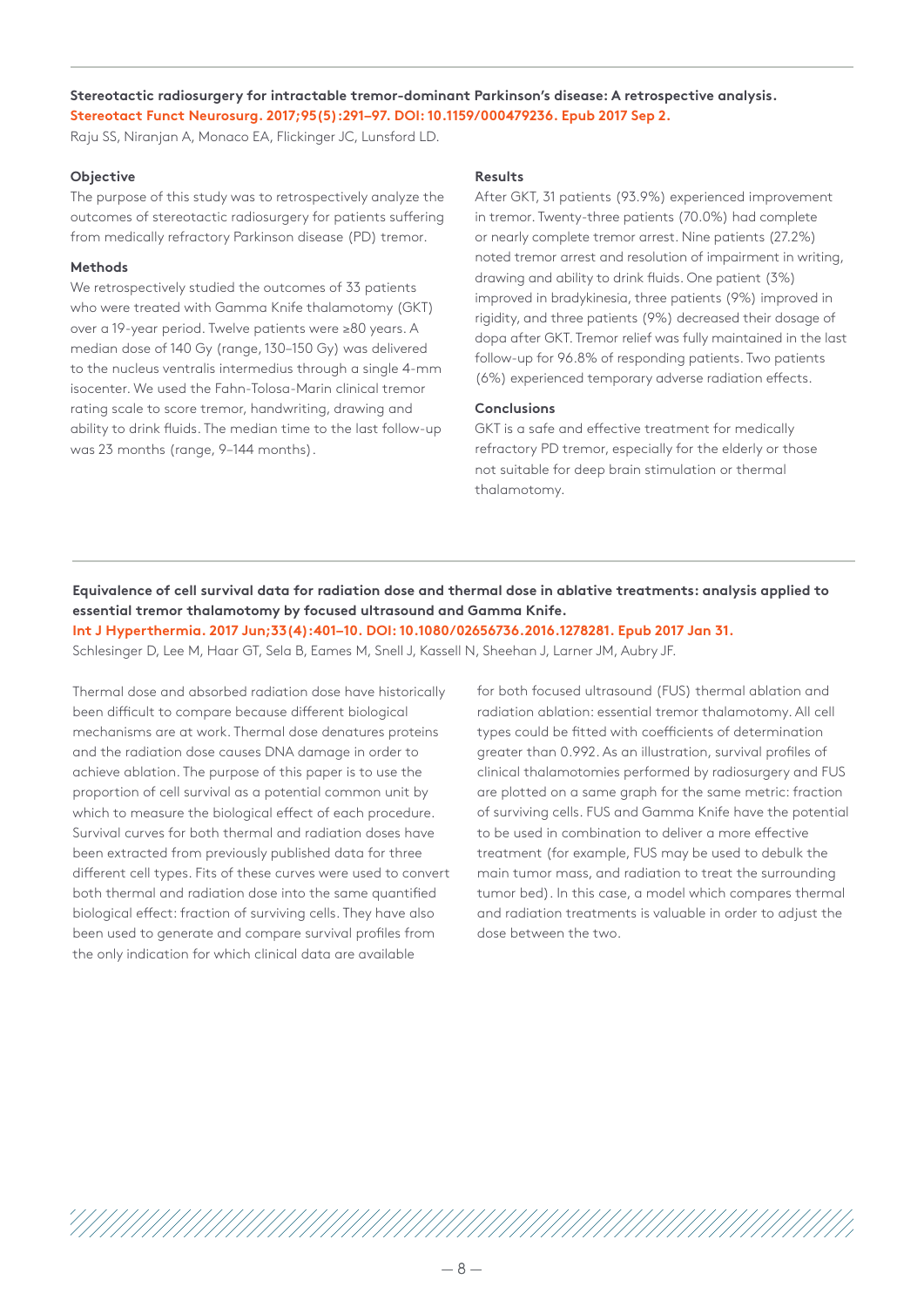## Stereotactic radiosurgery for intractable tremor-dominant Parkinson's disease: A retrospective analysis.

**Stereotact Funct Neurosurg. 2017;95(5):291–97. DOI: 10.1159/000479236. Epub 2017 Sep 2.**

Raju SS, Niranjan A, Monaco EA, Flickinger JC, Lunsford LD.

### Objective

The purpose of this study was to retrospectively analyze the outcomes of stereotactic radiosurgery for patients suffering from medically refractory Parkinson disease (PD) tremor.

### Methods

We retrospectively studied the outcomes of 33 patients who were treated with Gamma Knife thalamotomy (GKT) over a 19-year period. Twelve patients were ≥80 years. A median dose of 140 Gy (range, 130–150 Gy) was delivered to the nucleus ventralis intermedius through a single 4-mm isocenter. We used the Fahn-Tolosa-Marin clinical tremor rating scale to score tremor, handwriting, drawing and ability to drink fluids. The median time to the last follow-up was 23 months (range, 9–144 months).

### Results

After GKT, 31 patients (93.9%) experienced improvement in tremor. Twenty-three patients (70.0%) had complete or nearly complete tremor arrest. Nine patients (27.2%) noted tremor arrest and resolution of impairment in writing, drawing and ability to drink fluids. One patient (3%) improved in bradykinesia, three patients (9%) improved in rigidity, and three patients (9%) decreased their dosage of dopa after GKT. Tremor relief was fully maintained in the last follow-up for 96.8% of responding patients. Two patients (6%) experienced temporary adverse radiation effects.

### Conclusions

GKT is a safe and effective treatment for medically refractory PD tremor, especially for the elderly or those not suitable for deep brain stimulation or thermal thalamotomy.

---

## Equivalence of cell survival data for radiation dose and thermal dose in ablative treatments: analysis applied to essential tremor thalamotomy by focused ultrasound and Gamma Knife.

**Int J Hyperthermia. 2017 Jun;33(4):401–10. DOI: 10.1080/02656736.2016.1278281. Epub 2017 Jan 31.**

Schlesinger D, Lee M, Haar GT, Sela B, Eames M, Snell J, Kassell N, Sheehan J, Larner JM, Aubry JF.

Thermal dose and absorbed radiation dose have historically been difficult to compare because different biological mechanisms are at work. Thermal dose denatures proteins and the radiation dose causes DNA damage in order to achieve ablation. The purpose of this paper is to use the proportion of cell survival as a potential common unit by which to measure the biological effect of each procedure. Survival curves for both thermal and radiation doses have been extracted from previously published data for three different cell types. Fits of these curves were used to convert both thermal and radiation dose into the same quantified biological effect: fraction of surviving cells. They have also been used to generate and compare survival profiles from the only indication for which clinical data are available for both focused ultrasound (FUS) thermal ablation and radiation ablation: essential tremor thalamotomy. All cell types could be fitted with coefficients of determination greater than 0.992. As an illustration, survival profiles of clinical thalamotomies performed by radiosurgery and FUS are plotted on a same graph for the same metric: fraction of surviving cells. FUS and Gamma Knife have the potential to be used in combination to deliver a more effective treatment (for example, FUS may be used to debulk the main tumor mass, and radiation to treat the surrounding tumor bed). In this case, a model which compares thermal and radiation treatments is valuable in order to adjust the dose between the two.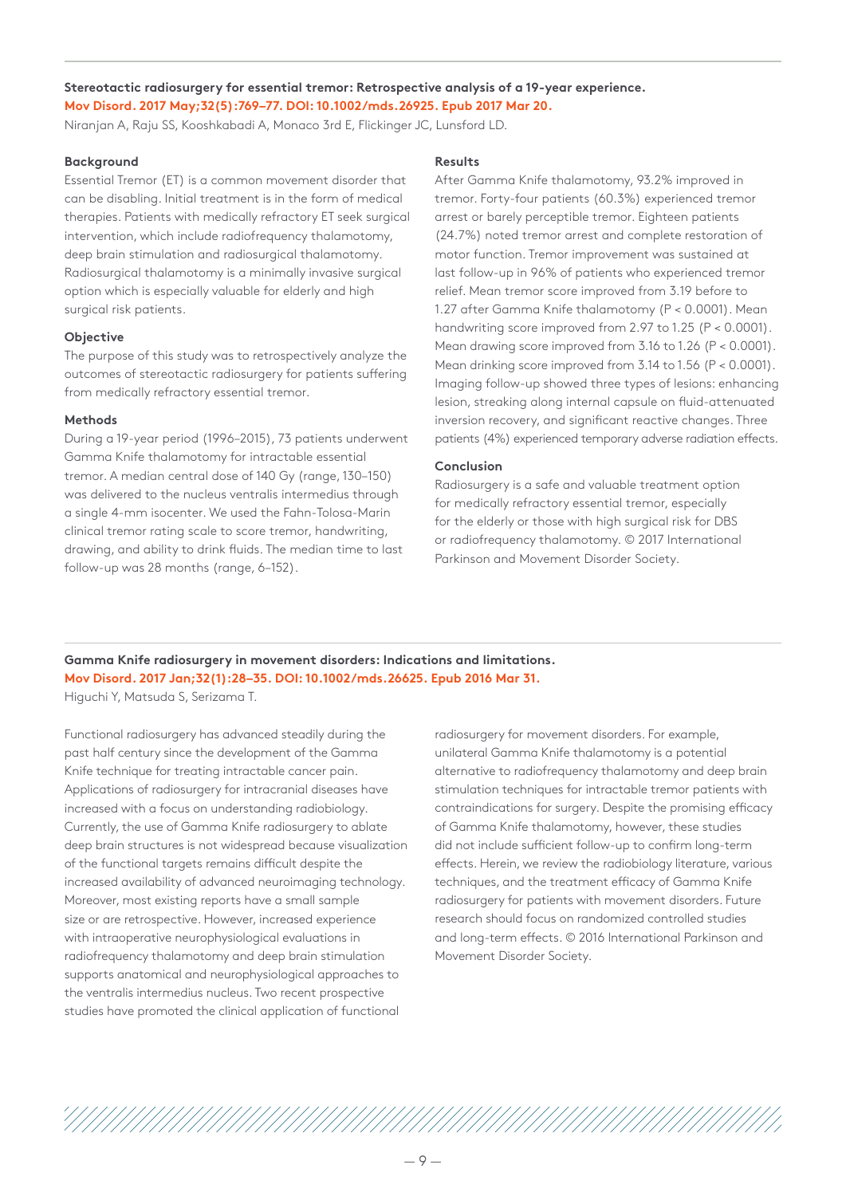**Stereotactic radiosurgery for essential tremor: Retrospective analysis of a 19-year experience.**
**Mov Disord. 2017 May;32(5):769–77. DOI: 10.1002/mds.26925. Epub 2017 Mar 20.**
Niranjan A, Raju SS, Kooshkabadi A, Monaco 3rd E, Flickinger JC, Lunsford LD.

**Background**
Essential Tremor (ET) is a common movement disorder that can be disabling. Initial treatment is in the form of medical therapies. Patients with medically refractory ET seek surgical intervention, which include radiofrequency thalamotomy, deep brain stimulation and radiosurgical thalamotomy. Radiosurgical thalamotomy is a minimally invasive surgical option which is especially valuable for elderly and high surgical risk patients.

**Objective**
The purpose of this study was to retrospectively analyze the outcomes of stereotactic radiosurgery for patients suffering from medically refractory essential tremor.

**Methods**
During a 19-year period (1996–2015), 73 patients underwent Gamma Knife thalamotomy for intractable essential tremor. A median central dose of 140 Gy (range, 130–150) was delivered to the nucleus ventralis intermedius through a single 4-mm isocenter. We used the Fahn-Tolosa-Marin clinical tremor rating scale to score tremor, handwriting, drawing, and ability to drink fluids. The median time to last follow-up was 28 months (range, 6–152).

**Results**
After Gamma Knife thalamotomy, 93.2% improved in tremor. Forty-four patients (60.3%) experienced tremor arrest or barely perceptible tremor. Eighteen patients (24.7%) noted tremor arrest and complete restoration of motor function. Tremor improvement was sustained at last follow-up in 96% of patients who experienced tremor relief. Mean tremor score improved from 3.19 before to 1.27 after Gamma Knife thalamotomy ($P < 0.0001$). Mean handwriting score improved from 2.97 to 1.25 ($P < 0.0001$). Mean drawing score improved from 3.16 to 1.26 ($P < 0.0001$). Mean drinking score improved from 3.14 to 1.56 ($P < 0.0001$). Imaging follow-up showed three types of lesions: enhancing lesion, streaking along internal capsule on fluid-attenuated inversion recovery, and significant reactive changes. Three patients (4%) experienced temporary adverse radiation effects.

**Conclusion**
Radiosurgery is a safe and valuable treatment option for medically refractory essential tremor, especially for the elderly or those with high surgical risk for DBS or radiofrequency thalamotomy. © 2017 International Parkinson and Movement Disorder Society.

---

**Gamma Knife radiosurgery in movement disorders: Indications and limitations.**
**Mov Disord. 2017 Jan;32(1):28–35. DOI: 10.1002/mds.26625. Epub 2016 Mar 31.**
Higuchi Y, Matsuda S, Serizawa T.

Functional radiosurgery has advanced steadily during the past half century since the development of the Gamma Knife technique for treating intractable cancer pain. Applications of radiosurgery for intracranial diseases have increased with a focus on understanding radiobiology. Currently, the use of Gamma Knife radiosurgery to ablate deep brain structures is not widespread because visualization of the functional targets remains difficult despite the increased availability of advanced neuroimaging technology. Moreover, most existing reports have a small sample size or are retrospective. However, increased experience with intraoperative neurophysiological evaluations in radiofrequency thalamotomy and deep brain stimulation supports anatomical and neurophysiological approaches to the ventralis intermedius nucleus. Two recent prospective studies have promoted the clinical application of functional radiosurgery for movement disorders. For example, unilateral Gamma Knife thalamotomy is a potential alternative to radiofrequency thalamotomy and deep brain stimulation techniques for intractable tremor patients with contraindications for surgery. Despite the promising efficacy of Gamma Knife thalamotomy, however, these studies did not include sufficient follow-up to confirm long-term effects. Herein, we review the radiobiology literature, various techniques, and the treatment efficacy of Gamma Knife radiosurgery for patients with movement disorders. Future research should focus on randomized controlled studies and long-term effects. © 2016 International Parkinson and Movement Disorder Society.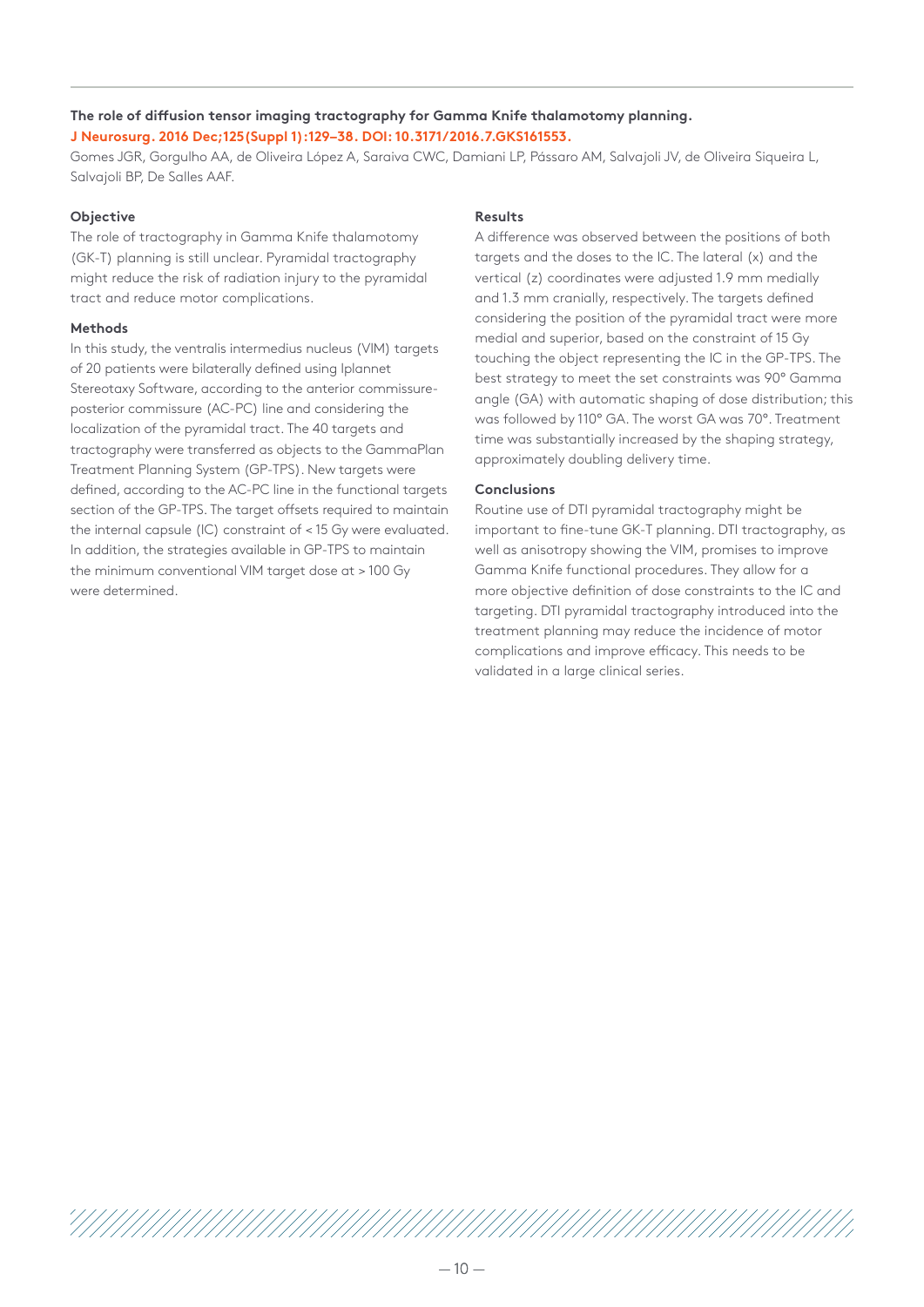**The role of diffusion tensor imaging tractography for Gamma Knife thalamotomy planning.**
**J Neurosurg. 2016 Dec;125(Suppl 1):129–38. DOI: 10.3171/2016.7.GKS161553.**

Gomes JGR, Gorgulho AA, de Oliveira López A, Saraiva CWC, Damiani LP, Pássaro AM, Salvajoli JV, de Oliveira Siqueira L, Salvajoli BP, De Salles AAF.

#### Objective

The role of tractography in Gamma Knife thalamotomy (GK-T) planning is still unclear. Pyramidal tractography might reduce the risk of radiation injury to the pyramidal tract and reduce motor complications.

#### Methods

In this study, the ventralis intermedius nucleus (VIM) targets of 20 patients were bilaterally defined using Iplannet Stereotaxy Software, according to the anterior commissure-posterior commissure (AC-PC) line and considering the localization of the pyramidal tract. The 40 targets and tractography were transferred as objects to the GammaPlan Treatment Planning System (GP-TPS). New targets were defined, according to the AC-PC line in the functional targets section of the GP-TPS. The target offsets required to maintain the internal capsule (IC) constraint of < 15 Gy were evaluated. In addition, the strategies available in GP-TPS to maintain the minimum conventional VIM target dose at > 100 Gy were determined.

#### Results

A difference was observed between the positions of both targets and the doses to the IC. The lateral (x) and the vertical (z) coordinates were adjusted 1.9 mm medially and 1.3 mm cranially, respectively. The targets defined considering the position of the pyramidal tract were more medial and superior, based on the constraint of 15 Gy touching the object representing the IC in the GP-TPS. The best strategy to meet the set constraints was 90° Gamma angle (GA) with automatic shaping of dose distribution; this was followed by 110° GA. The worst GA was 70°. Treatment time was substantially increased by the shaping strategy, approximately doubling delivery time.

#### Conclusions

Routine use of DTI pyramidal tractography might be important to fine-tune GK-T planning. DTI tractography, as well as anisotropy showing the VIM, promises to improve Gamma Knife functional procedures. They allow for a more objective definition of dose constraints to the IC and targeting. DTI pyramidal tractography introduced into the treatment planning may reduce the incidence of motor complications and improve efficacy. This needs to be validated in a large clinical series.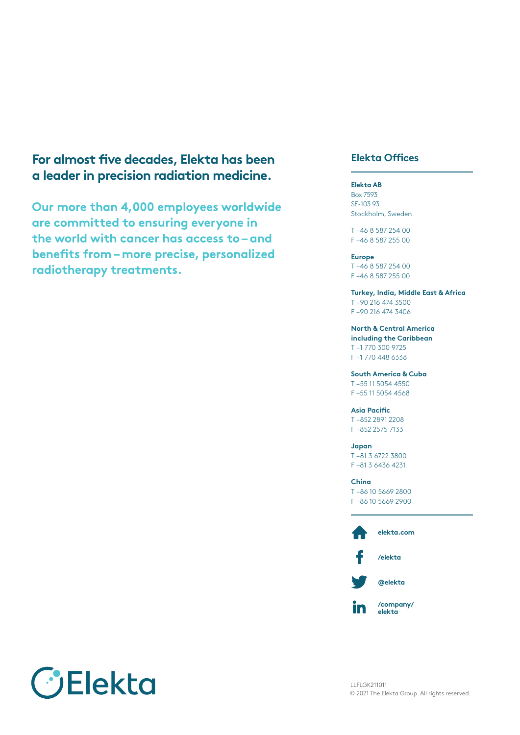**For almost five decades, Elekta has been a leader in precision radiation medicine.**

**Our more than 4,000 employees worldwide are committed to ensuring everyone in the world with cancer has access to – and benefits from – more precise, personalized radiotherapy treatments.**

## Elekta Offices

**Elekta AB**
Box 7593
SE-103 93
Stockholm, Sweden

T +46 8 587 254 00
F +46 8 587 255 00

**Europe**
T +46 8 587 254 00
F +46 8 587 255 00

**Turkey, India, Middle East & Africa**
T +90 216 474 3500
F +90 216 474 3406

**North & Central America including the Caribbean**
T +1 770 300 9725
F +1 770 448 6338

**South America & Cuba**
T +55 11 5054 4550
F +55 11 5054 4568

**Asia Pacific**
T +852 2891 2208
F +852 2575 7133

**Japan**
T +81 3 6722 3800
F +81 3 6436 4231

**China**
T +86 10 5669 2800
F +86 10 5669 2900

**elekta.com**

**/elekta**

**@elekta**

**/company/elekta**

Elekta

LLFLGK211011
© 2021 The Elekta Group. All rights reserved.